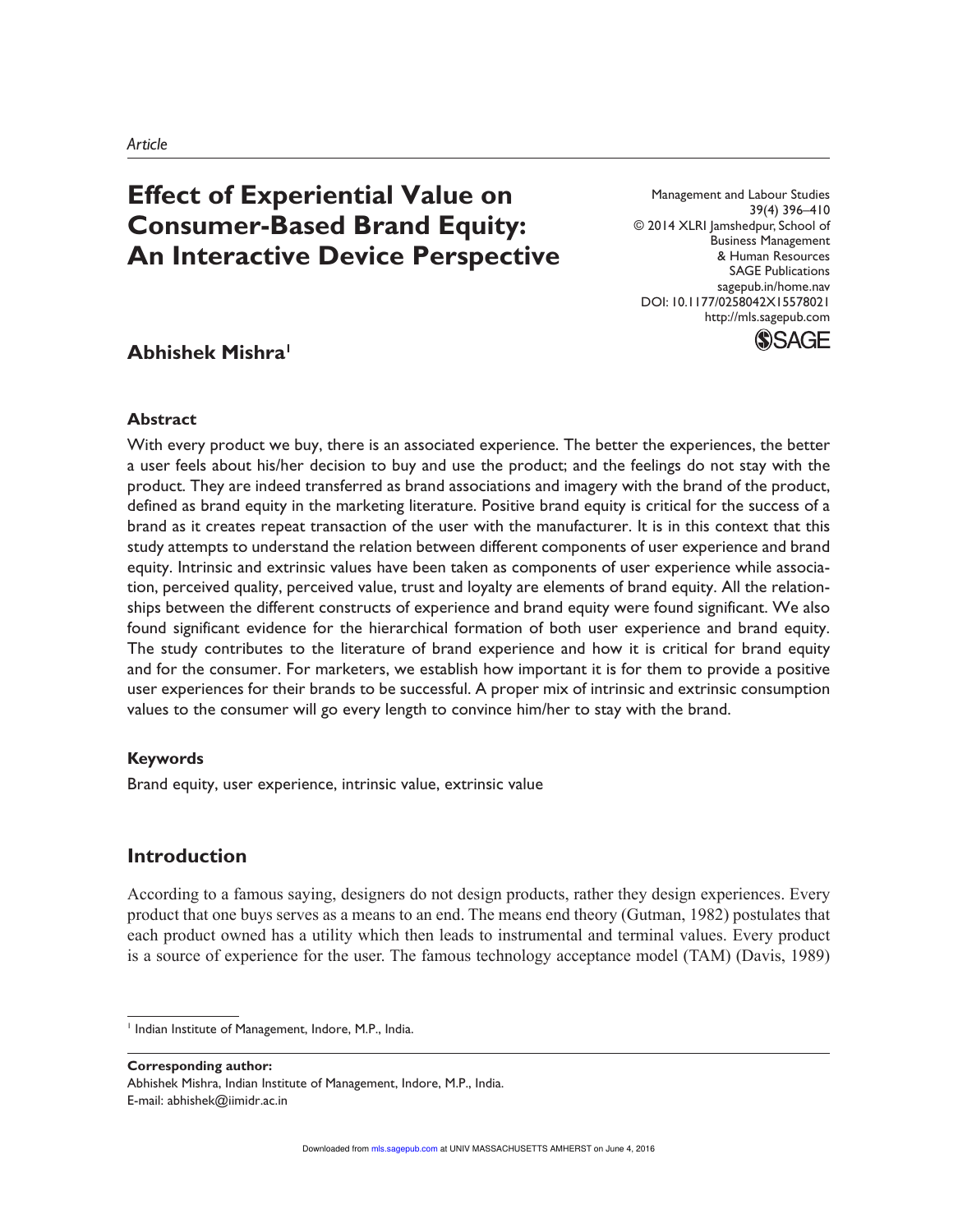*Article*

# Effect of Experiential Value on Consumer-Based Brand Equity: An Interactive Device Perspective

Management and Labour Studies
39(4) 396–410
© 2014 XLRI Jamshedpur, School of Business Management & Human Resources
SAGE Publications
sagepub.in/home.nav
DOI: 10.1177/0258042X15578021
http://mls.sagepub.com

**Abhishek Mishra**[1]

### Abstract

With every product we buy, there is an associated experience. The better the experiences, the better a user feels about his/her decision to buy and use the product; and the feelings do not stay with the product. They are indeed transferred as brand associations and imagery with the brand of the product, defined as brand equity in the marketing literature. Positive brand equity is critical for the success of a brand as it creates repeat transaction of the user with the manufacturer. It is in this context that this study attempts to understand the relation between different components of user experience and brand equity. Intrinsic and extrinsic values have been taken as components of user experience while association, perceived quality, perceived value, trust and loyalty are elements of brand equity. All the relationships between the different constructs of experience and brand equity were found significant. We also found significant evidence for the hierarchical formation of both user experience and brand equity. The study contributes to the literature of brand experience and how it is critical for brand equity and for the consumer. For marketers, we establish how important it is for them to provide a positive user experiences for their brands to be successful. A proper mix of intrinsic and extrinsic consumption values to the consumer will go every length to convince him/her to stay with the brand.

### Keywords

Brand equity, user experience, intrinsic value, extrinsic value

## Introduction

According to a famous saying, designers do not design products, rather they design experiences. Every product that one buys serves as a means to an end. The means end theory (Gutman, 1982) postulates that each product owned has a utility which then leads to instrumental and terminal values. Every product is a source of experience for the user. The famous technology acceptance model (TAM) (Davis, 1989)

[1] Indian Institute of Management, Indore, M.P., India.

**Corresponding author:**
Abhishek Mishra, Indian Institute of Management, Indore, M.P., India.
E-mail: abhishek@iimidr.ac.in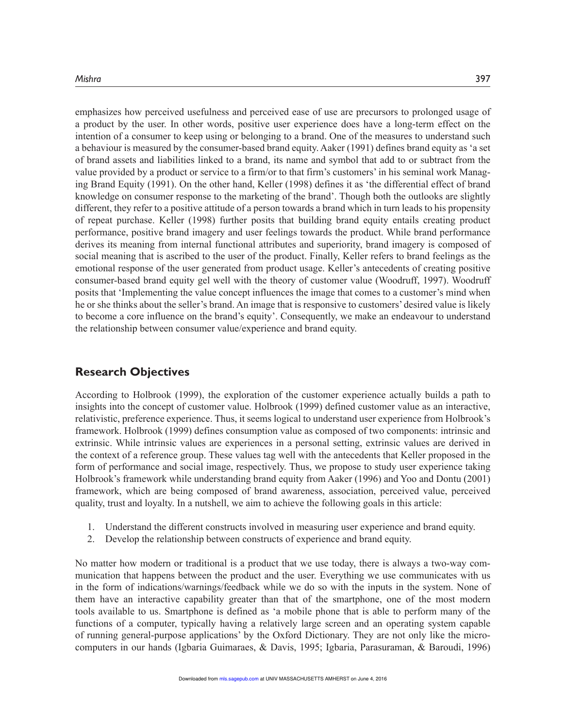emphasizes how perceived usefulness and perceived ease of use are precursors to prolonged usage of a product by the user. In other words, positive user experience does have a long-term effect on the intention of a consumer to keep using or belonging to a brand. One of the measures to understand such a behaviour is measured by the consumer-based brand equity. Aaker (1991) defines brand equity as 'a set of brand assets and liabilities linked to a brand, its name and symbol that add to or subtract from the value provided by a product or service to a firm/or to that firm's customers' in his seminal work Managing Brand Equity (1991). On the other hand, Keller (1998) defines it as 'the differential effect of brand knowledge on consumer response to the marketing of the brand'. Though both the outlooks are slightly different, they refer to a positive attitude of a person towards a brand which in turn leads to his propensity of repeat purchase. Keller (1998) further posits that building brand equity entails creating product performance, positive brand imagery and user feelings towards the product. While brand performance derives its meaning from internal functional attributes and superiority, brand imagery is composed of social meaning that is ascribed to the user of the product. Finally, Keller refers to brand feelings as the emotional response of the user generated from product usage. Keller's antecedents of creating positive consumer-based brand equity gel well with the theory of customer value (Woodruff, 1997). Woodruff posits that 'Implementing the value concept influences the image that comes to a customer's mind when he or she thinks about the seller's brand. An image that is responsive to customers' desired value is likely to become a core influence on the brand's equity'. Consequently, we make an endeavour to understand the relationship between consumer value/experience and brand equity.

## Research Objectives

According to Holbrook (1999), the exploration of the customer experience actually builds a path to insights into the concept of customer value. Holbrook (1999) defined customer value as an interactive, relativistic, preference experience. Thus, it seems logical to understand user experience from Holbrook's framework. Holbrook (1999) defines consumption value as composed of two components: intrinsic and extrinsic. While intrinsic values are experiences in a personal setting, extrinsic values are derived in the context of a reference group. These values tag well with the antecedents that Keller proposed in the form of performance and social image, respectively. Thus, we propose to study user experience taking Holbrook's framework while understanding brand equity from Aaker (1996) and Yoo and Dontu (2001) framework, which are being composed of brand awareness, association, perceived value, perceived quality, trust and loyalty. In a nutshell, we aim to achieve the following goals in this article:

1. Understand the different constructs involved in measuring user experience and brand equity.
2. Develop the relationship between constructs of experience and brand equity.

No matter how modern or traditional is a product that we use today, there is always a two-way communication that happens between the product and the user. Everything we use communicates with us in the form of indications/warnings/feedback while we do so with the inputs in the system. None of them have an interactive capability greater than that of the smartphone, one of the most modern tools available to us. Smartphone is defined as 'a mobile phone that is able to perform many of the functions of a computer, typically having a relatively large screen and an operating system capable of running general-purpose applications' by the Oxford Dictionary. They are not only like the micro-computers in our hands (Igbaria Guimaraes, & Davis, 1995; Igbaria, Parasuraman, & Baroudi, 1996)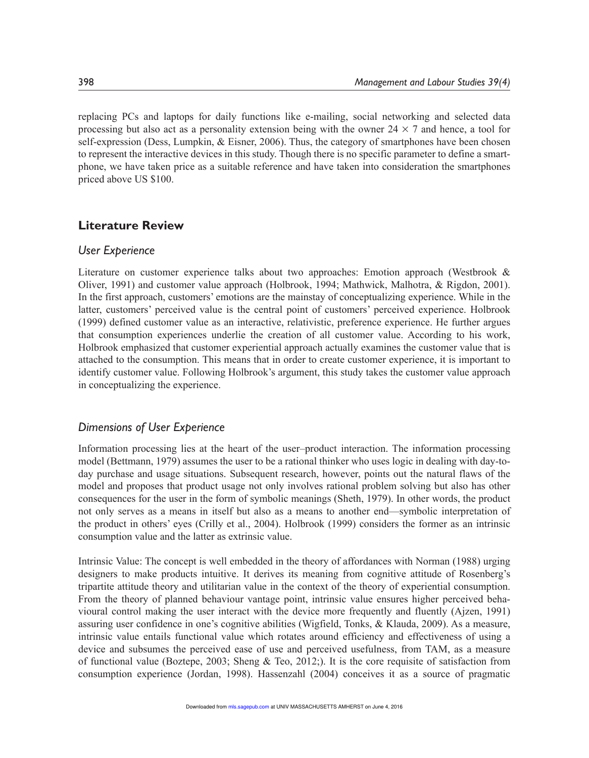replacing PCs and laptops for daily functions like e-mailing, social networking and selected data processing but also act as a personality extension being with the owner 24 × 7 and hence, a tool for self-expression (Dess, Lumpkin, & Eisner, 2006). Thus, the category of smartphones have been chosen to represent the interactive devices in this study. Though there is no specific parameter to define a smartphone, we have taken price as a suitable reference and have taken into consideration the smartphones priced above US $100.

## Literature Review

### *User Experience*

Literature on customer experience talks about two approaches: Emotion approach (Westbrook & Oliver, 1991) and customer value approach (Holbrook, 1994; Mathwick, Malhotra, & Rigdon, 2001). In the first approach, customers' emotions are the mainstay of conceptualizing experience. While in the latter, customers' perceived value is the central point of customers' perceived experience. Holbrook (1999) defined customer value as an interactive, relativistic, preference experience. He further argues that consumption experiences underlie the creation of all customer value. According to his work, Holbrook emphasized that customer experiential approach actually examines the customer value that is attached to the consumption. This means that in order to create customer experience, it is important to identify customer value. Following Holbrook's argument, this study takes the customer value approach in conceptualizing the experience.

### *Dimensions of User Experience*

Information processing lies at the heart of the user–product interaction. The information processing model (Bettmann, 1979) assumes the user to be a rational thinker who uses logic in dealing with day-to-day purchase and usage situations. Subsequent research, however, points out the natural flaws of the model and proposes that product usage not only involves rational problem solving but also has other consequences for the user in the form of symbolic meanings (Sheth, 1979). In other words, the product not only serves as a means in itself but also as a means to another end—symbolic interpretation of the product in others' eyes (Crilly et al., 2004). Holbrook (1999) considers the former as an intrinsic consumption value and the latter as extrinsic value.

Intrinsic Value: The concept is well embedded in the theory of affordances with Norman (1988) urging designers to make products intuitive. It derives its meaning from cognitive attitude of Rosenberg's tripartite attitude theory and utilitarian value in the context of the theory of experiential consumption. From the theory of planned behaviour vantage point, intrinsic value ensures higher perceived behavioural control making the user interact with the device more frequently and fluently (Ajzen, 1991) assuring user confidence in one's cognitive abilities (Wigfield, Tonks, & Klauda, 2009). As a measure, intrinsic value entails functional value which rotates around efficiency and effectiveness of using a device and subsumes the perceived ease of use and perceived usefulness, from TAM, as a measure of functional value (Boztepe, 2003; Sheng & Teo, 2012;). It is the core requisite of satisfaction from consumption experience (Jordan, 1998). Hassenzahl (2004) conceives it as a source of pragmatic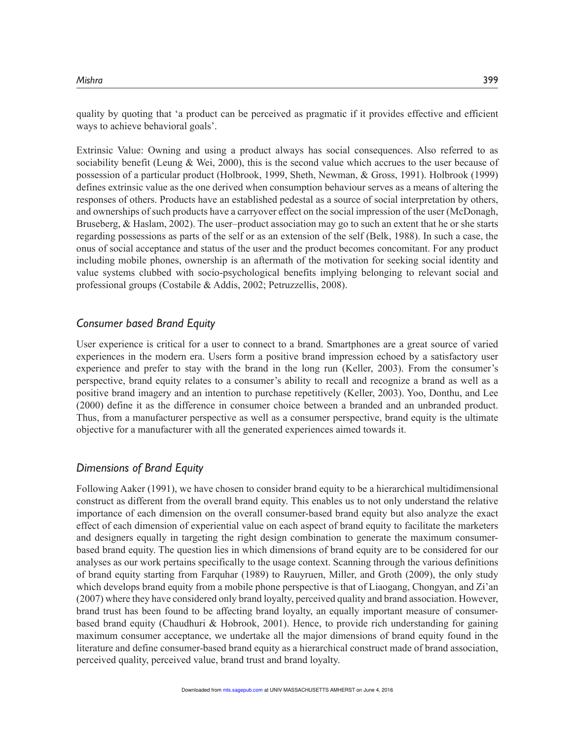quality by quoting that 'a product can be perceived as pragmatic if it provides effective and efficient ways to achieve behavioral goals'.

Extrinsic Value: Owning and using a product always has social consequences. Also referred to as sociability benefit (Leung & Wei, 2000), this is the second value which accrues to the user because of possession of a particular product (Holbrook, 1999, Sheth, Newman, & Gross, 1991). Holbrook (1999) defines extrinsic value as the one derived when consumption behaviour serves as a means of altering the responses of others. Products have an established pedestal as a source of social interpretation by others, and ownerships of such products have a carryover effect on the social impression of the user (McDonagh, Bruseberg, & Haslam, 2002). The user–product association may go to such an extent that he or she starts regarding possessions as parts of the self or as an extension of the self (Belk, 1988). In such a case, the onus of social acceptance and status of the user and the product becomes concomitant. For any product including mobile phones, ownership is an aftermath of the motivation for seeking social identity and value systems clubbed with socio-psychological benefits implying belonging to relevant social and professional groups (Costabile & Addis, 2002; Petruzzellis, 2008).

### *Consumer based Brand Equity*

User experience is critical for a user to connect to a brand. Smartphones are a great source of varied experiences in the modern era. Users form a positive brand impression echoed by a satisfactory user experience and prefer to stay with the brand in the long run (Keller, 2003). From the consumer's perspective, brand equity relates to a consumer's ability to recall and recognize a brand as well as a positive brand imagery and an intention to purchase repetitively (Keller, 2003). Yoo, Donthu, and Lee (2000) define it as the difference in consumer choice between a branded and an unbranded product. Thus, from a manufacturer perspective as well as a consumer perspective, brand equity is the ultimate objective for a manufacturer with all the generated experiences aimed towards it.

### *Dimensions of Brand Equity*

Following Aaker (1991), we have chosen to consider brand equity to be a hierarchical multidimensional construct as different from the overall brand equity. This enables us to not only understand the relative importance of each dimension on the overall consumer-based brand equity but also analyze the exact effect of each dimension of experiential value on each aspect of brand equity to facilitate the marketers and designers equally in targeting the right design combination to generate the maximum consumer-based brand equity. The question lies in which dimensions of brand equity are to be considered for our analyses as our work pertains specifically to the usage context. Scanning through the various definitions of brand equity starting from Farquhar (1989) to Rauyruen, Miller, and Groth (2009), the only study which develops brand equity from a mobile phone perspective is that of Liaogang, Chongyan, and Zi'an (2007) where they have considered only brand loyalty, perceived quality and brand association. However, brand trust has been found to be affecting brand loyalty, an equally important measure of consumer-based brand equity (Chaudhuri & Hobrook, 2001). Hence, to provide rich understanding for gaining maximum consumer acceptance, we undertake all the major dimensions of brand equity found in the literature and define consumer-based brand equity as a hierarchical construct made of brand association, perceived quality, perceived value, brand trust and brand loyalty.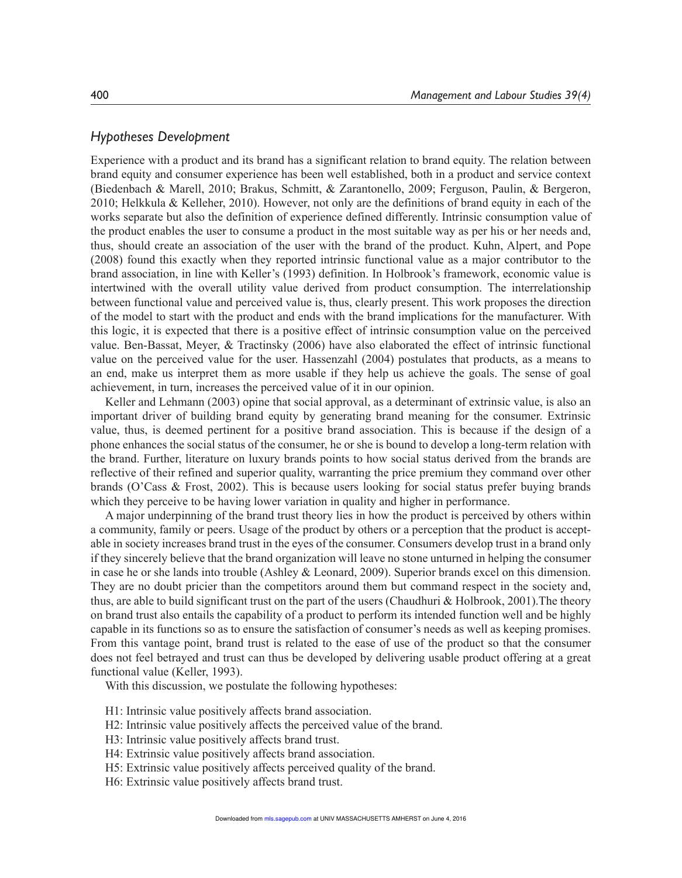### *Hypotheses Development*

Experience with a product and its brand has a significant relation to brand equity. The relation between brand equity and consumer experience has been well established, both in a product and service context (Biedenbach & Marell, 2010; Brakus, Schmitt, & Zarantonello, 2009; Ferguson, Paulin, & Bergeron, 2010; Helkkula & Kelleher, 2010). However, not only are the definitions of brand equity in each of the works separate but also the definition of experience defined differently. Intrinsic consumption value of the product enables the user to consume a product in the most suitable way as per his or her needs and, thus, should create an association of the user with the brand of the product. Kuhn, Alpert, and Pope (2008) found this exactly when they reported intrinsic functional value as a major contributor to the brand association, in line with Keller's (1993) definition. In Holbrook's framework, economic value is intertwined with the overall utility value derived from product consumption. The interrelationship between functional value and perceived value is, thus, clearly present. This work proposes the direction of the model to start with the product and ends with the brand implications for the manufacturer. With this logic, it is expected that there is a positive effect of intrinsic consumption value on the perceived value. Ben-Bassat, Meyer, & Tractinsky (2006) have also elaborated the effect of intrinsic functional value on the perceived value for the user. Hassenzahl (2004) postulates that products, as a means to an end, make us interpret them as more usable if they help us achieve the goals. The sense of goal achievement, in turn, increases the perceived value of it in our opinion.

Keller and Lehmann (2003) opine that social approval, as a determinant of extrinsic value, is also an important driver of building brand equity by generating brand meaning for the consumer. Extrinsic value, thus, is deemed pertinent for a positive brand association. This is because if the design of a phone enhances the social status of the consumer, he or she is bound to develop a long-term relation with the brand. Further, literature on luxury brands points to how social status derived from the brands are reflective of their refined and superior quality, warranting the price premium they command over other brands (O'Cass & Frost, 2002). This is because users looking for social status prefer buying brands which they perceive to be having lower variation in quality and higher in performance.

A major underpinning of the brand trust theory lies in how the product is perceived by others within a community, family or peers. Usage of the product by others or a perception that the product is acceptable in society increases brand trust in the eyes of the consumer. Consumers develop trust in a brand only if they sincerely believe that the brand organization will leave no stone unturned in helping the consumer in case he or she lands into trouble (Ashley & Leonard, 2009). Superior brands excel on this dimension. They are no doubt pricier than the competitors around them but command respect in the society and, thus, are able to build significant trust on the part of the users (Chaudhuri & Holbrook, 2001).The theory on brand trust also entails the capability of a product to perform its intended function well and be highly capable in its functions so as to ensure the satisfaction of consumer's needs as well as keeping promises. From this vantage point, brand trust is related to the ease of use of the product so that the consumer does not feel betrayed and trust can thus be developed by delivering usable product offering at a great functional value (Keller, 1993).

With this discussion, we postulate the following hypotheses:

- H1: Intrinsic value positively affects brand association.
- H2: Intrinsic value positively affects the perceived value of the brand.
- H3: Intrinsic value positively affects brand trust.
- H4: Extrinsic value positively affects brand association.
- H5: Extrinsic value positively affects perceived quality of the brand.
- H6: Extrinsic value positively affects brand trust.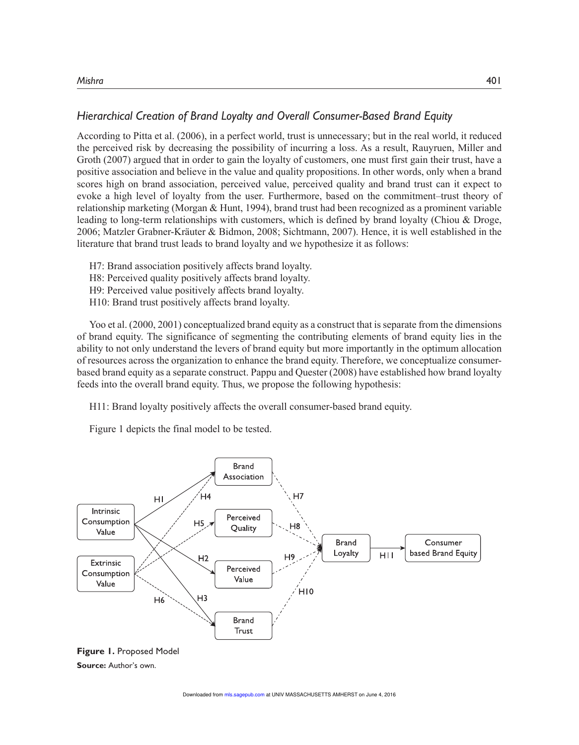### *Hierarchical Creation of Brand Loyalty and Overall Consumer-Based Brand Equity*

According to Pitta et al. (2006), in a perfect world, trust is unnecessary; but in the real world, it reduced the perceived risk by decreasing the possibility of incurring a loss. As a result, Rauyruen, Miller and Groth (2007) argued that in order to gain the loyalty of customers, one must first gain their trust, have a positive association and believe in the value and quality propositions. In other words, only when a brand scores high on brand association, perceived value, perceived quality and brand trust can it expect to evoke a high level of loyalty from the user. Furthermore, based on the commitment–trust theory of relationship marketing (Morgan & Hunt, 1994), brand trust had been recognized as a prominent variable leading to long-term relationships with customers, which is defined by brand loyalty (Chiou & Droge, 2006; Matzler Grabner-Kräuter & Bidmon, 2008; Sichtmann, 2007). Hence, it is well established in the literature that brand trust leads to brand loyalty and we hypothesize it as follows:

H7: Brand association positively affects brand loyalty.
H8: Perceived quality positively affects brand loyalty.
H9: Perceived value positively affects brand loyalty.
H10: Brand trust positively affects brand loyalty.

Yoo et al. (2000, 2001) conceptualized brand equity as a construct that is separate from the dimensions of brand equity. The significance of segmenting the contributing elements of brand equity lies in the ability to not only understand the levers of brand equity but more importantly in the optimum allocation of resources across the organization to enhance the brand equity. Therefore, we conceptualize consumer-based brand equity as a separate construct. Pappu and Quester (2008) have established how brand loyalty feeds into the overall brand equity. Thus, we propose the following hypothesis:

H11: Brand loyalty positively affects the overall consumer-based brand equity.

Figure 1 depicts the final model to be tested.

**Figure 1.** Proposed Model

**Source:** Author's own.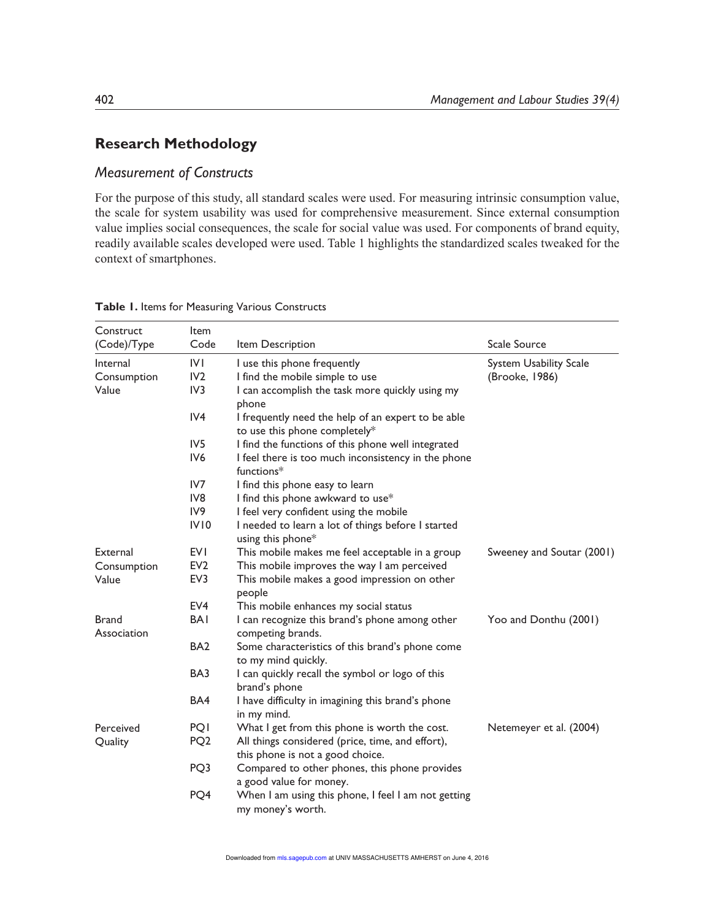## Research Methodology

### *Measurement of Constructs*

For the purpose of this study, all standard scales were used. For measuring intrinsic consumption value, the scale for system usability was used for comprehensive measurement. Since external consumption value implies social consequences, the scale for social value was used. For components of brand equity, readily available scales developed were used. Table 1 highlights the standardized scales tweaked for the context of smartphones.

**Table 1.** Items for Measuring Various Constructs

| Construct (Code)/Type | Item Code | Item Description | Scale Source |
|---|---|---|---|
| Internal Consumption Value | IV1 | I use this phone frequently | System Usability Scale (Brooke, 1986) |
| | IV2 | I find the mobile simple to use | |
| | IV3 | I can accomplish the task more quickly using my phone | |
| | IV4 | I frequently need the help of an expert to be able to use this phone completely* | |
| | IV5 | I find the functions of this phone well integrated | |
| | IV6 | I feel there is too much inconsistency in the phone functions* | |
| | IV7 | I find this phone easy to learn | |
| | IV8 | I find this phone awkward to use* | |
| | IV9 | I feel very confident using the mobile | |
| | IV10 | I needed to learn a lot of things before I started using this phone* | |
| External Consumption Value | EV1 | This mobile makes me feel acceptable in a group | Sweeney and Soutar (2001) |
| | EV2 | This mobile improves the way I am perceived | |
| | EV3 | This mobile makes a good impression on other people | |
| | EV4 | This mobile enhances my social status | |
| Brand Association | BA1 | I can recognize this brand's phone among other competing brands. | Yoo and Donthu (2001) |
| | BA2 | Some characteristics of this brand's phone come to my mind quickly. | |
| | BA3 | I can quickly recall the symbol or logo of this brand's phone | |
| | BA4 | I have difficulty in imagining this brand's phone in my mind. | |
| Perceived Quality | PQ1 | What I get from this phone is worth the cost. | Netemeyer et al. (2004) |
| | PQ2 | All things considered (price, time, and effort), this phone is not a good choice. | |
| | PQ3 | Compared to other phones, this phone provides a good value for money. | |
| | PQ4 | When I am using this phone, I feel I am not getting my money's worth. | |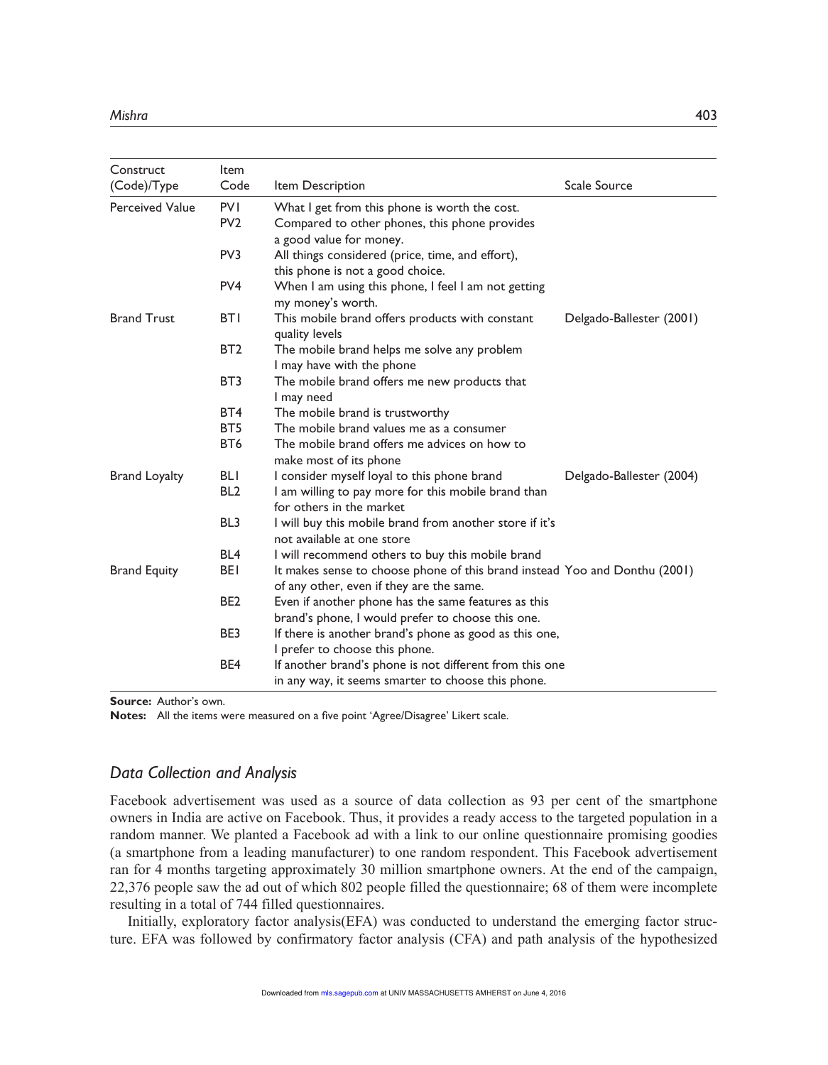| Construct (Code)/Type | Item Code | Item Description | Scale Source |
|---|---|---|---|
| Perceived Value | PV1 | What I get from this phone is worth the cost. | |
| | PV2 | Compared to other phones, this phone provides a good value for money. | |
| | PV3 | All things considered (price, time, and effort), this phone is not a good choice. | |
| | PV4 | When I am using this phone, I feel I am not getting my money's worth. | |
| Brand Trust | BT1 | This mobile brand offers products with constant quality levels | Delgado-Ballester (2001) |
| | BT2 | The mobile brand helps me solve any problem I may have with the phone | |
| | BT3 | The mobile brand offers me new products that I may need | |
| | BT4 | The mobile brand is trustworthy | |
| | BT5 | The mobile brand values me as a consumer | |
| | BT6 | The mobile brand offers me advices on how to make most of its phone | |
| Brand Loyalty | BL1 | I consider myself loyal to this phone brand | Delgado-Ballester (2004) |
| | BL2 | I am willing to pay more for this mobile brand than for others in the market | |
| | BL3 | I will buy this mobile brand from another store if it's not available at one store | |
| | BL4 | I will recommend others to buy this mobile brand | |
| Brand Equity | BE1 | It makes sense to choose phone of this brand instead of any other, even if they are the same. | Yoo and Donthu (2001) |
| | BE2 | Even if another phone has the same features as this brand's phone, I would prefer to choose this one. | |
| | BE3 | If there is another brand's phone as good as this one, I prefer to choose this phone. | |
| | BE4 | If another brand's phone is not different from this one in any way, it seems smarter to choose this phone. | |

**Source:** Author's own.

**Notes:** All the items were measured on a five point 'Agree/Disagree' Likert scale.

## *Data Collection and Analysis*

Facebook advertisement was used as a source of data collection as 93 per cent of the smartphone owners in India are active on Facebook. Thus, it provides a ready access to the targeted population in a random manner. We planted a Facebook ad with a link to our online questionnaire promising goodies (a smartphone from a leading manufacturer) to one random respondent. This Facebook advertisement ran for 4 months targeting approximately 30 million smartphone owners. At the end of the campaign, 22,376 people saw the ad out of which 802 people filled the questionnaire; 68 of them were incomplete resulting in a total of 744 filled questionnaires.

Initially, exploratory factor analysis(EFA) was conducted to understand the emerging factor structure. EFA was followed by confirmatory factor analysis (CFA) and path analysis of the hypothesized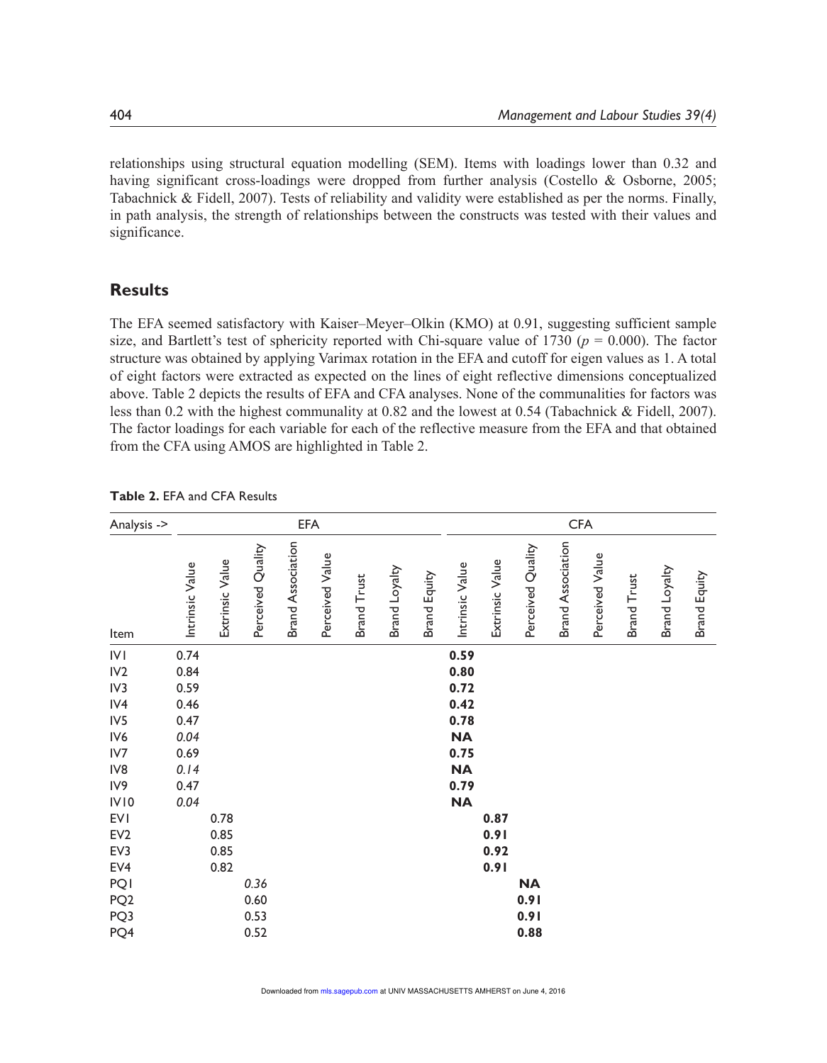relationships using structural equation modelling (SEM). Items with loadings lower than 0.32 and having significant cross-loadings were dropped from further analysis (Costello & Osborne, 2005; Tabachnick & Fidell, 2007). Tests of reliability and validity were established as per the norms. Finally, in path analysis, the strength of relationships between the constructs was tested with their values and significance.

## Results

The EFA seemed satisfactory with Kaiser–Meyer–Olkin (KMO) at 0.91, suggesting sufficient sample size, and Bartlett's test of sphericity reported with Chi-square value of 1730 ($p = 0.000$). The factor structure was obtained by applying Varimax rotation in the EFA and cutoff for eigen values as 1. A total of eight factors were extracted as expected on the lines of eight reflective dimensions conceptualized above. Table 2 depicts the results of EFA and CFA analyses. None of the communalities for factors was less than 0.2 with the highest communality at 0.82 and the lowest at 0.54 (Tabachnick & Fidell, 2007). The factor loadings for each variable for each of the reflective measure from the EFA and that obtained from the CFA using AMOS are highlighted in Table 2.

**Table 2.** EFA and CFA Results

| Analysis -> | EFA | | | | | | | | CFA | | | | | | | |
|---|---|---|---|---|---|---|---|---|---|---|---|---|---|---|---|---|
| Item | Intrinsic Value | Extrinsic Value | Perceived Quality | Brand Association | Perceived Value | Brand Trust | Brand Loyalty | Brand Equity | Intrinsic Value | Extrinsic Value | Perceived Quality | Brand Association | Perceived Value | Brand Trust | Brand Loyalty | Brand Equity |
| IV1 | 0.74 | | | | | | | | **0.59** | | | | | | | |
| IV2 | 0.84 | | | | | | | | **0.80** | | | | | | | |
| IV3 | 0.59 | | | | | | | | **0.72** | | | | | | | |
| IV4 | 0.46 | | | | | | | | **0.42** | | | | | | | |
| IV5 | 0.47 | | | | | | | | **0.78** | | | | | | | |
| IV6 | *0.04* | | | | | | | | **NA** | | | | | | | |
| IV7 | 0.69 | | | | | | | | **0.75** | | | | | | | |
| IV8 | *0.14* | | | | | | | | **NA** | | | | | | | |
| IV9 | 0.47 | | | | | | | | **0.79** | | | | | | | |
| IV10 | *0.04* | | | | | | | | **NA** | | | | | | | |
| EV1 | | 0.78 | | | | | | | | **0.87** | | | | | | |
| EV2 | | 0.85 | | | | | | | | **0.91** | | | | | | |
| EV3 | | 0.85 | | | | | | | | **0.92** | | | | | | |
| EV4 | | 0.82 | | | | | | | | **0.91** | | | | | | |
| PQ1 | | | *0.36* | | | | | | | | **NA** | | | | | |
| PQ2 | | | 0.60 | | | | | | | | **0.91** | | | | | |
| PQ3 | | | 0.53 | | | | | | | | **0.91** | | | | | |
| PQ4 | | | 0.52 | | | | | | | | **0.88** | | | | | |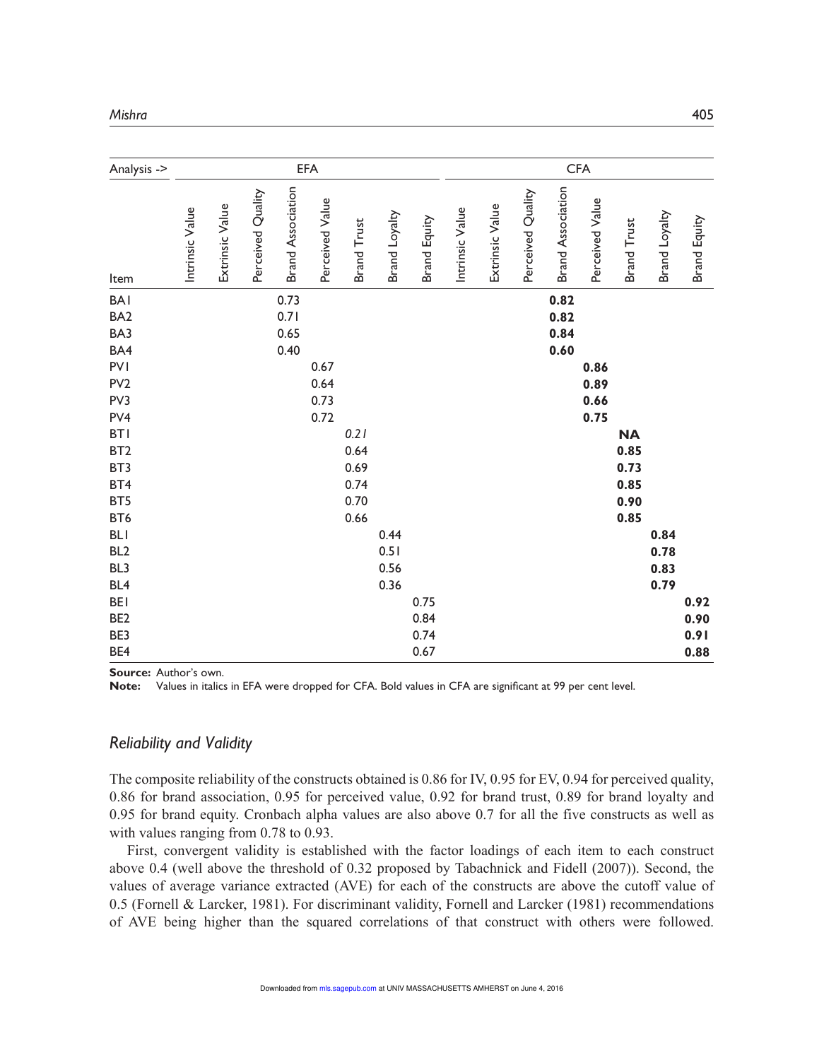| Analysis -> | EFA | | | | | | | | CFA | | | | | | | |
|---|---|---|---|---|---|---|---|---|---|---|---|---|---|---|---|---|
| Item | Intrinsic Value | Extrinsic Value | Perceived Quality | Brand Association | Perceived Value | Brand Trust | Brand Loyalty | Brand Equity | Intrinsic Value | Extrinsic Value | Perceived Quality | Brand Association | Perceived Value | Brand Trust | Brand Loyalty | Brand Equity |
| BA1 | | | | 0.73 | | | | | | | | **0.82** | | | | |
| BA2 | | | | 0.71 | | | | | | | | **0.82** | | | | |
| BA3 | | | | 0.65 | | | | | | | | **0.84** | | | | |
| BA4 | | | | 0.40 | | | | | | | | **0.60** | | | | |
| PV1 | | | | | 0.67 | | | | | | | | **0.86** | | | |
| PV2 | | | | | 0.64 | | | | | | | | **0.89** | | | |
| PV3 | | | | | 0.73 | | | | | | | | **0.66** | | | |
| PV4 | | | | | 0.72 | | | | | | | | **0.75** | | | |
| BT1 | | | | | | *0.21* | | | | | | | | **NA** | | |
| BT2 | | | | | | 0.64 | | | | | | | | **0.85** | | |
| BT3 | | | | | | 0.69 | | | | | | | | **0.73** | | |
| BT4 | | | | | | 0.74 | | | | | | | | **0.85** | | |
| BT5 | | | | | | 0.70 | | | | | | | | **0.90** | | |
| BT6 | | | | | | 0.66 | | | | | | | | **0.85** | | |
| BL1 | | | | | | | 0.44 | | | | | | | | **0.84** | |
| BL2 | | | | | | | 0.51 | | | | | | | | **0.78** | |
| BL3 | | | | | | | 0.56 | | | | | | | | **0.83** | |
| BL4 | | | | | | | 0.36 | | | | | | | | **0.79** | |
| BE1 | | | | | | | | 0.75 | | | | | | | | **0.92** |
| BE2 | | | | | | | | 0.84 | | | | | | | | **0.90** |
| BE3 | | | | | | | | 0.74 | | | | | | | | **0.91** |
| BE4 | | | | | | | | 0.67 | | | | | | | | **0.88** |

**Source:** Author's own.
**Note:** Values in italics in EFA were dropped for CFA. Bold values in CFA are significant at 99 per cent level.

### *Reliability and Validity*

The composite reliability of the constructs obtained is 0.86 for IV, 0.95 for EV, 0.94 for perceived quality, 0.86 for brand association, 0.95 for perceived value, 0.92 for brand trust, 0.89 for brand loyalty and 0.95 for brand equity. Cronbach alpha values are also above 0.7 for all the five constructs as well as with values ranging from 0.78 to 0.93.

First, convergent validity is established with the factor loadings of each item to each construct above 0.4 (well above the threshold of 0.32 proposed by Tabachnick and Fidell (2007)). Second, the values of average variance extracted (AVE) for each of the constructs are above the cutoff value of 0.5 (Fornell & Larcker, 1981). For discriminant validity, Fornell and Larcker (1981) recommendations of AVE being higher than the squared correlations of that construct with others were followed.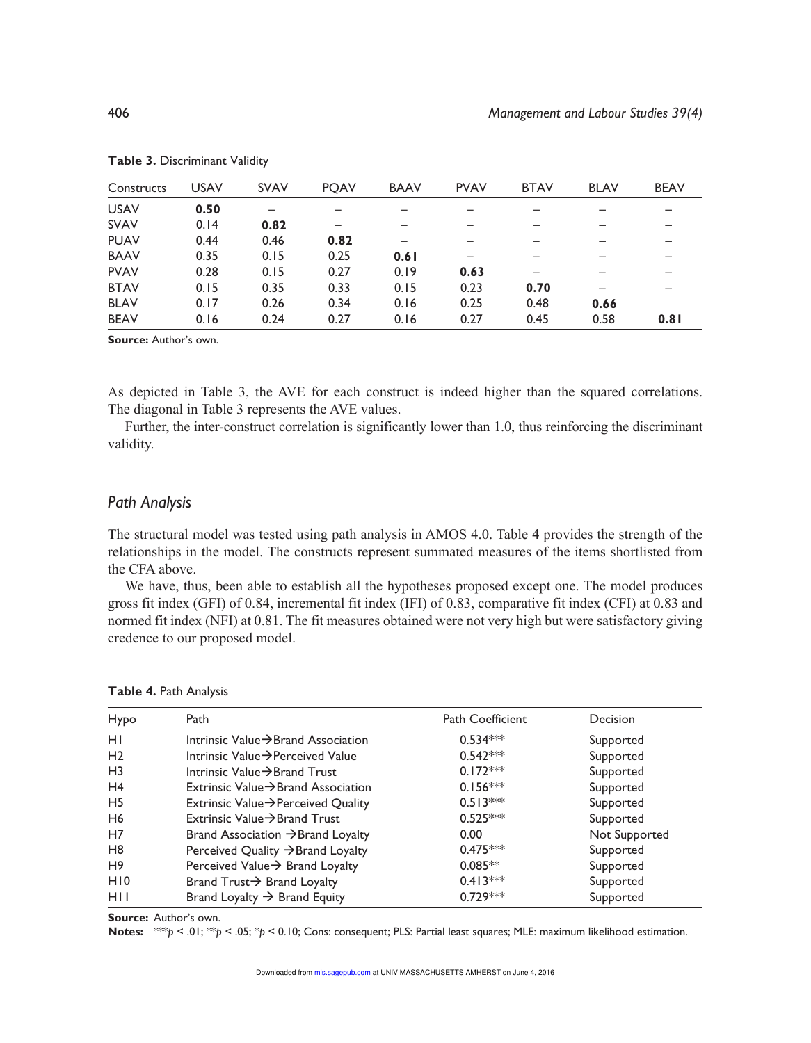**Table 3.** Discriminant Validity

| Constructs | USAV | SVAV | PQAV | BAAV | PVAV | BTAV | BLAV | BEAV |
|---|---|---|---|---|---|---|---|---|
| USAV | **0.50** | – | – | – | – | – | – | – |
| SVAV | 0.14 | **0.82** | – | – | – | – | – | – |
| PUAV | 0.44 | 0.46 | **0.82** | – | – | – | – | – |
| BAAV | 0.35 | 0.15 | 0.25 | **0.61** | – | – | – | – |
| PVAV | 0.28 | 0.15 | 0.27 | 0.19 | **0.63** | – | – | – |
| BTAV | 0.15 | 0.35 | 0.33 | 0.15 | 0.23 | **0.70** | – | – |
| BLAV | 0.17 | 0.26 | 0.34 | 0.16 | 0.25 | 0.48 | **0.66** | |
| BEAV | 0.16 | 0.24 | 0.27 | 0.16 | 0.27 | 0.45 | 0.58 | **0.81** |

**Source:** Author's own.

As depicted in Table 3, the AVE for each construct is indeed higher than the squared correlations. The diagonal in Table 3 represents the AVE values.

Further, the inter-construct correlation is significantly lower than 1.0, thus reinforcing the discriminant validity.

## *Path Analysis*

The structural model was tested using path analysis in AMOS 4.0. Table 4 provides the strength of the relationships in the model. The constructs represent summated measures of the items shortlisted from the CFA above.

We have, thus, been able to establish all the hypotheses proposed except one. The model produces gross fit index (GFI) of 0.84, incremental fit index (IFI) of 0.83, comparative fit index (CFI) at 0.83 and normed fit index (NFI) at 0.81. The fit measures obtained were not very high but were satisfactory giving credence to our proposed model.

**Table 4.** Path Analysis

| Hypo | Path | Path Coefficient | Decision |
|---|---|---|---|
| H1 | Intrinsic Value→Brand Association | 0.534*** | Supported |
| H2 | Intrinsic Value→Perceived Value | 0.542*** | Supported |
| H3 | Intrinsic Value→Brand Trust | 0.172*** | Supported |
| H4 | Extrinsic Value→Brand Association | 0.156*** | Supported |
| H5 | Extrinsic Value→Perceived Quality | 0.513*** | Supported |
| H6 | Extrinsic Value→Brand Trust | 0.525*** | Supported |
| H7 | Brand Association →Brand Loyalty | 0.00 | Not Supported |
| H8 | Perceived Quality →Brand Loyalty | 0.475*** | Supported |
| H9 | Perceived Value→ Brand Loyalty | 0.085** | Supported |
| H10 | Brand Trust→ Brand Loyalty | 0.413*** | Supported |
| H11 | Brand Loyalty → Brand Equity | 0.729*** | Supported |

**Source:** Author's own.

**Notes:** *** $p < .01$; ** $p < .05$; * $p < 0.10$; Cons: consequent; PLS: Partial least squares; MLE: maximum likelihood estimation.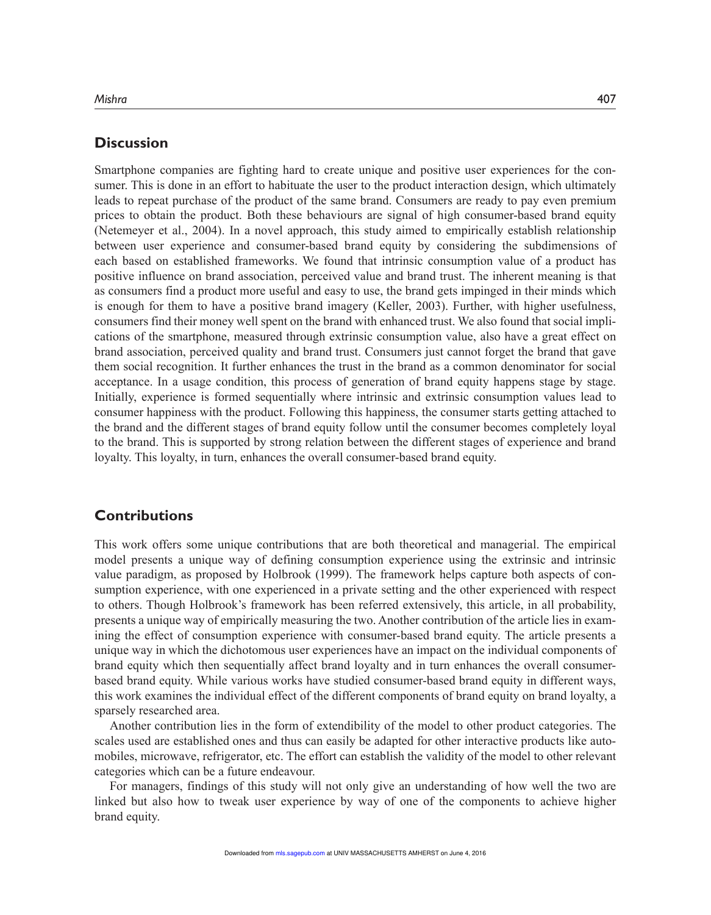## Discussion

Smartphone companies are fighting hard to create unique and positive user experiences for the consumer. This is done in an effort to habituate the user to the product interaction design, which ultimately leads to repeat purchase of the product of the same brand. Consumers are ready to pay even premium prices to obtain the product. Both these behaviours are signal of high consumer-based brand equity (Netemeyer et al., 2004). In a novel approach, this study aimed to empirically establish relationship between user experience and consumer-based brand equity by considering the subdimensions of each based on established frameworks. We found that intrinsic consumption value of a product has positive influence on brand association, perceived value and brand trust. The inherent meaning is that as consumers find a product more useful and easy to use, the brand gets impinged in their minds which is enough for them to have a positive brand imagery (Keller, 2003). Further, with higher usefulness, consumers find their money well spent on the brand with enhanced trust. We also found that social implications of the smartphone, measured through extrinsic consumption value, also have a great effect on brand association, perceived quality and brand trust. Consumers just cannot forget the brand that gave them social recognition. It further enhances the trust in the brand as a common denominator for social acceptance. In a usage condition, this process of generation of brand equity happens stage by stage. Initially, experience is formed sequentially where intrinsic and extrinsic consumption values lead to consumer happiness with the product. Following this happiness, the consumer starts getting attached to the brand and the different stages of brand equity follow until the consumer becomes completely loyal to the brand. This is supported by strong relation between the different stages of experience and brand loyalty. This loyalty, in turn, enhances the overall consumer-based brand equity.

## Contributions

This work offers some unique contributions that are both theoretical and managerial. The empirical model presents a unique way of defining consumption experience using the extrinsic and intrinsic value paradigm, as proposed by Holbrook (1999). The framework helps capture both aspects of consumption experience, with one experienced in a private setting and the other experienced with respect to others. Though Holbrook's framework has been referred extensively, this article, in all probability, presents a unique way of empirically measuring the two. Another contribution of the article lies in examining the effect of consumption experience with consumer-based brand equity. The article presents a unique way in which the dichotomous user experiences have an impact on the individual components of brand equity which then sequentially affect brand loyalty and in turn enhances the overall consumer-based brand equity. While various works have studied consumer-based brand equity in different ways, this work examines the individual effect of the different components of brand equity on brand loyalty, a sparsely researched area.

Another contribution lies in the form of extendibility of the model to other product categories. The scales used are established ones and thus can easily be adapted for other interactive products like automobiles, microwave, refrigerator, etc. The effort can establish the validity of the model to other relevant categories which can be a future endeavour.

For managers, findings of this study will not only give an understanding of how well the two are linked but also how to tweak user experience by way of one of the components to achieve higher brand equity.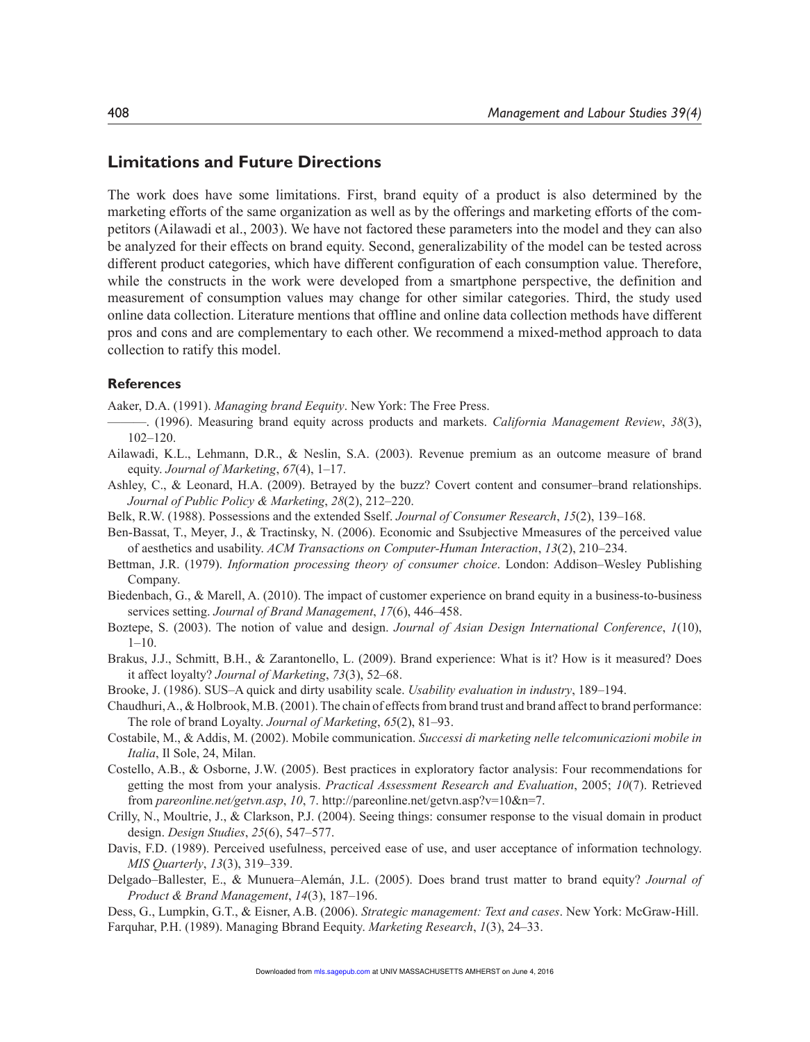## Limitations and Future Directions

The work does have some limitations. First, brand equity of a product is also determined by the marketing efforts of the same organization as well as by the offerings and marketing efforts of the competitors (Ailawadi et al., 2003). We have not factored these parameters into the model and they can also be analyzed for their effects on brand equity. Second, generalizability of the model can be tested across different product categories, which have different configuration of each consumption value. Therefore, while the constructs in the work were developed from a smartphone perspective, the definition and measurement of consumption values may change for other similar categories. Third, the study used online data collection. Literature mentions that offline and online data collection methods have different pros and cons and are complementary to each other. We recommend a mixed-method approach to data collection to ratify this model.

### References

Aaker, D.A. (1991). *Managing brand Eequity*. New York: The Free Press.

———. (1996). Measuring brand equity across products and markets. *California Management Review*, *38*(3), 102–120.

Ailawadi, K.L., Lehmann, D.R., & Neslin, S.A. (2003). Revenue premium as an outcome measure of brand equity. *Journal of Marketing*, *67*(4), 1–17.

Ashley, C., & Leonard, H.A. (2009). Betrayed by the buzz? Covert content and consumer–brand relationships. *Journal of Public Policy & Marketing*, *28*(2), 212–220.

Belk, R.W. (1988). Possessions and the extended Sself. *Journal of Consumer Research*, *15*(2), 139–168.

Ben-Bassat, T., Meyer, J., & Tractinsky, N. (2006). Economic and Ssubjective Mmeasures of the perceived value of aesthetics and usability. *ACM Transactions on Computer-Human Interaction*, *13*(2), 210–234.

Bettman, J.R. (1979). *Information processing theory of consumer choice*. London: Addison–Wesley Publishing Company.

Biedenbach, G., & Marell, A. (2010). The impact of customer experience on brand equity in a business-to-business services setting. *Journal of Brand Management*, *17*(6), 446–458.

Boztepe, S. (2003). The notion of value and design. *Journal of Asian Design International Conference*, *1*(10), 1–10.

Brakus, J.J., Schmitt, B.H., & Zarantonello, L. (2009). Brand experience: What is it? How is it measured? Does it affect loyalty? *Journal of Marketing*, *73*(3), 52–68.

Brooke, J. (1986). SUS–A quick and dirty usability scale. *Usability evaluation in industry*, 189–194.

Chaudhuri, A., & Holbrook, M.B. (2001). The chain of effects from brand trust and brand affect to brand performance: The role of brand Loyalty. *Journal of Marketing*, *65*(2), 81–93.

Costabile, M., & Addis, M. (2002). Mobile communication. *Successi di marketing nelle telcomunicazioni mobile in Italia*, Il Sole, 24, Milan.

Costello, A.B., & Osborne, J.W. (2005). Best practices in exploratory factor analysis: Four recommendations for getting the most from your analysis. *Practical Assessment Research and Evaluation*, 2005; *10*(7). Retrieved from *pareonline.net/getvn.asp*, *10*, 7. http://pareonline.net/getvn.asp?v=10&n=7.

Crilly, N., Moultrie, J., & Clarkson, P.J. (2004). Seeing things: consumer response to the visual domain in product design. *Design Studies*, *25*(6), 547–577.

Davis, F.D. (1989). Perceived usefulness, perceived ease of use, and user acceptance of information technology. *MIS Quarterly*, *13*(3), 319–339.

Delgado–Ballester, E., & Munuera–Alemán, J.L. (2005). Does brand trust matter to brand equity? *Journal of Product & Brand Management*, *14*(3), 187–196.

Dess, G., Lumpkin, G.T., & Eisner, A.B. (2006). *Strategic management: Text and cases*. New York: McGraw-Hill.

Farquhar, P.H. (1989). Managing Bbrand Eequity. *Marketing Research*, *1*(3), 24–33.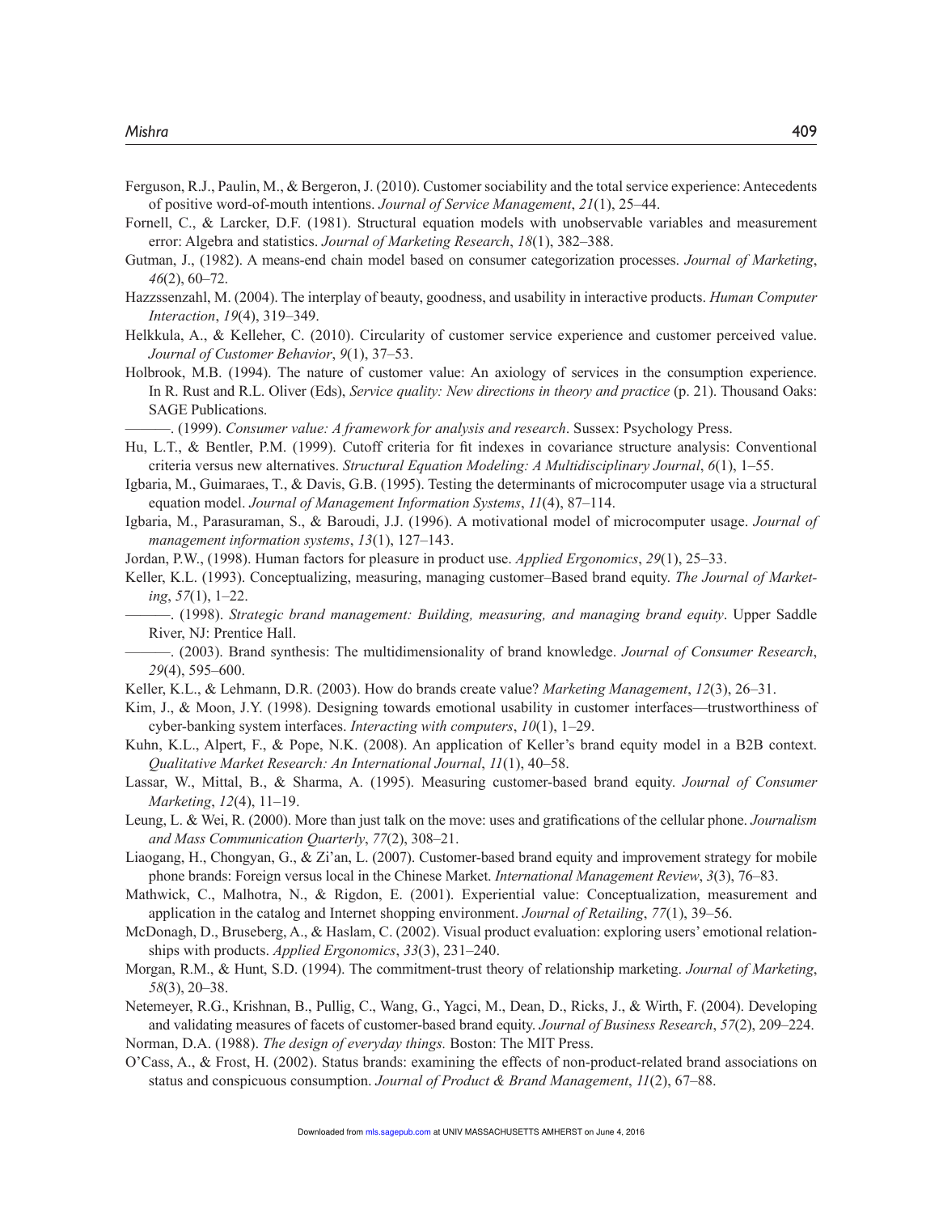Ferguson, R.J., Paulin, M., & Bergeron, J. (2010). Customer sociability and the total service experience: Antecedents of positive word-of-mouth intentions. *Journal of Service Management*, *21*(1), 25–44.

Fornell, C., & Larcker, D.F. (1981). Structural equation models with unobservable variables and measurement error: Algebra and statistics. *Journal of Marketing Research*, *18*(1), 382–388.

Gutman, J., (1982). A means-end chain model based on consumer categorization processes. *Journal of Marketing*, *46*(2), 60–72.

Hazzssenzahl, M. (2004). The interplay of beauty, goodness, and usability in interactive products. *Human Computer Interaction*, *19*(4), 319–349.

Helkkula, A., & Kelleher, C. (2010). Circularity of customer service experience and customer perceived value. *Journal of Customer Behavior*, *9*(1), 37–53.

Holbrook, M.B. (1994). The nature of customer value: An axiology of services in the consumption experience. In R. Rust and R.L. Oliver (Eds), *Service quality: New directions in theory and practice* (p. 21). Thousand Oaks: SAGE Publications.

———. (1999). *Consumer value: A framework for analysis and research*. Sussex: Psychology Press.

Hu, L.T., & Bentler, P.M. (1999). Cutoff criteria for fit indexes in covariance structure analysis: Conventional criteria versus new alternatives. *Structural Equation Modeling: A Multidisciplinary Journal*, *6*(1), 1–55.

Igbaria, M., Guimaraes, T., & Davis, G.B. (1995). Testing the determinants of microcomputer usage via a structural equation model. *Journal of Management Information Systems*, *11*(4), 87–114.

Igbaria, M., Parasuraman, S., & Baroudi, J.J. (1996). A motivational model of microcomputer usage. *Journal of management information systems*, *13*(1), 127–143.

Jordan, P.W., (1998). Human factors for pleasure in product use. *Applied Ergonomics*, *29*(1), 25–33.

Keller, K.L. (1993). Conceptualizing, measuring, managing customer–Based brand equity. *The Journal of Marketing*, *57*(1), 1–22.

———. (1998). *Strategic brand management: Building, measuring, and managing brand equity*. Upper Saddle River, NJ: Prentice Hall.

———. (2003). Brand synthesis: The multidimensionality of brand knowledge. *Journal of Consumer Research*, *29*(4), 595–600.

Keller, K.L., & Lehmann, D.R. (2003). How do brands create value? *Marketing Management*, *12*(3), 26–31.

Kim, J., & Moon, J.Y. (1998). Designing towards emotional usability in customer interfaces—trustworthiness of cyber-banking system interfaces. *Interacting with computers*, *10*(1), 1–29.

Kuhn, K.L., Alpert, F., & Pope, N.K. (2008). An application of Keller's brand equity model in a B2B context. *Qualitative Market Research: An International Journal*, *11*(1), 40–58.

Lassar, W., Mittal, B., & Sharma, A. (1995). Measuring customer-based brand equity. *Journal of Consumer Marketing*, *12*(4), 11–19.

Leung, L. & Wei, R. (2000). More than just talk on the move: uses and gratifications of the cellular phone. *Journalism and Mass Communication Quarterly*, *77*(2), 308–21.

Liaogang, H., Chongyan, G., & Zi'an, L. (2007). Customer-based brand equity and improvement strategy for mobile phone brands: Foreign versus local in the Chinese Market. *International Management Review*, *3*(3), 76–83.

Mathwick, C., Malhotra, N., & Rigdon, E. (2001). Experiential value: Conceptualization, measurement and application in the catalog and Internet shopping environment. *Journal of Retailing*, *77*(1), 39–56.

McDonagh, D., Bruseberg, A., & Haslam, C. (2002). Visual product evaluation: exploring users' emotional relationships with products. *Applied Ergonomics*, *33*(3), 231–240.

Morgan, R.M., & Hunt, S.D. (1994). The commitment-trust theory of relationship marketing. *Journal of Marketing*, *58*(3), 20–38.

Netemeyer, R.G., Krishnan, B., Pullig, C., Wang, G., Yagci, M., Dean, D., Ricks, J., & Wirth, F. (2004). Developing and validating measures of facets of customer-based brand equity. *Journal of Business Research*, *57*(2), 209–224.

Norman, D.A. (1988). *The design of everyday things.* Boston: The MIT Press.

O'Cass, A., & Frost, H. (2002). Status brands: examining the effects of non-product-related brand associations on status and conspicuous consumption. *Journal of Product & Brand Management*, *11*(2), 67–88.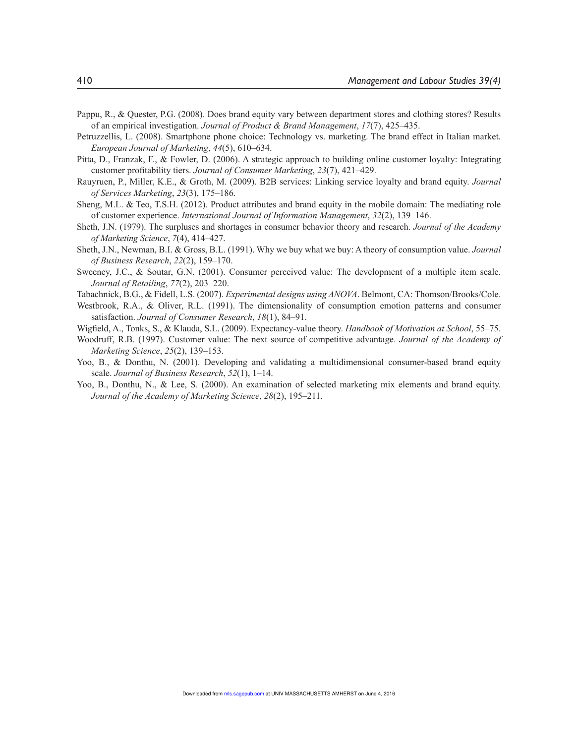Pappu, R., & Quester, P.G. (2008). Does brand equity vary between department stores and clothing stores? Results of an empirical investigation. *Journal of Product & Brand Management*, *17*(7), 425–435.

Petruzzellis, L. (2008). Smartphone phone choice: Technology vs. marketing. The brand effect in Italian market. *European Journal of Marketing*, *44*(5), 610–634.

Pitta, D., Franzak, F., & Fowler, D. (2006). A strategic approach to building online customer loyalty: Integrating customer profitability tiers. *Journal of Consumer Marketing*, *23*(7), 421–429.

Rauyruen, P., Miller, K.E., & Groth, M. (2009). B2B services: Linking service loyalty and brand equity. *Journal of Services Marketing*, *23*(3), 175–186.

Sheng, M.L. & Teo, T.S.H. (2012). Product attributes and brand equity in the mobile domain: The mediating role of customer experience. *International Journal of Information Management*, *32*(2), 139–146.

Sheth, J.N. (1979). The surpluses and shortages in consumer behavior theory and research. *Journal of the Academy of Marketing Science*, *7*(4), 414–427.

Sheth, J.N., Newman, B.I. & Gross, B.L. (1991). Why we buy what we buy: A theory of consumption value. *Journal of Business Research*, *22*(2), 159–170.

Sweeney, J.C., & Soutar, G.N. (2001). Consumer perceived value: The development of a multiple item scale. *Journal of Retailing*, *77*(2), 203–220.

Tabachnick, B.G., & Fidell, L.S. (2007). *Experimental designs using ANOVA*. Belmont, CA: Thomson/Brooks/Cole.

Westbrook, R.A., & Oliver, R.L. (1991). The dimensionality of consumption emotion patterns and consumer satisfaction. *Journal of Consumer Research*, *18*(1), 84–91.

Wigfield, A., Tonks, S., & Klauda, S.L. (2009). Expectancy-value theory. *Handbook of Motivation at School*, 55–75.

Woodruff, R.B. (1997). Customer value: The next source of competitive advantage. *Journal of the Academy of Marketing Science*, *25*(2), 139–153.

Yoo, B., & Donthu, N. (2001). Developing and validating a multidimensional consumer-based brand equity scale. *Journal of Business Research*, *52*(1), 1–14.

Yoo, B., Donthu, N., & Lee, S. (2000). An examination of selected marketing mix elements and brand equity. *Journal of the Academy of Marketing Science*, *28*(2), 195–211.